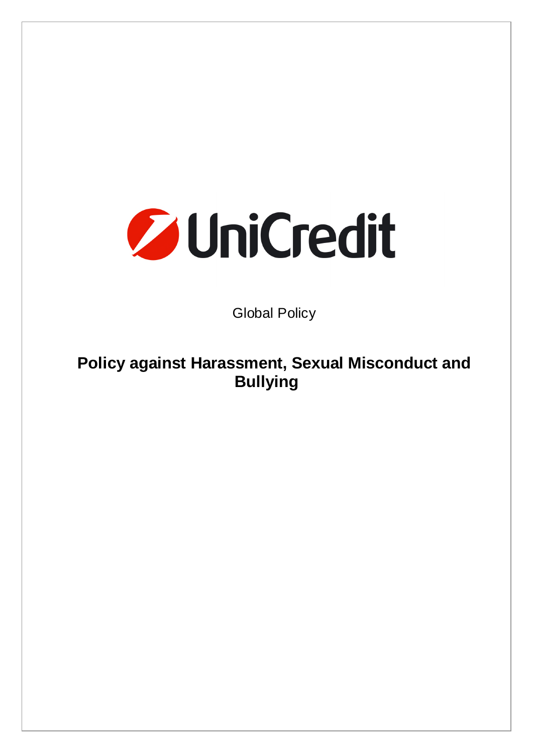UniCredit

Global Policy

# Policy against Harassment, Sexual Misconduct and Bullying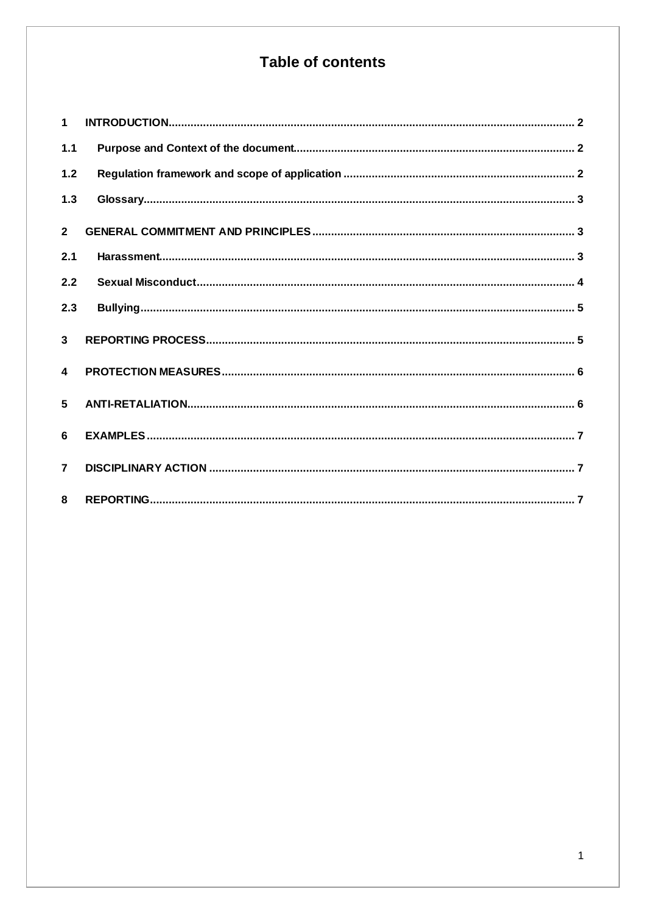# Table of contents

| | | |
|---|---|---|
| 1 | INTRODUCTION | 2 |
| 1.1 | Purpose and Context of the document | 2 |
| 1.2 | Regulation framework and scope of application | 2 |
| 1.3 | Glossary | 3 |
| 2 | GENERAL COMMITMENT AND PRINCIPLES | 3 |
| 2.1 | Harassment | 3 |
| 2.2 | Sexual Misconduct | 4 |
| 2.3 | Bullying | 5 |
| 3 | REPORTING PROCESS | 5 |
| 4 | PROTECTION MEASURES | 6 |
| 5 | ANTI-RETALIATION | 6 |
| 6 | EXAMPLES | 7 |
| 7 | DISCIPLINARY ACTION | 7 |
| 8 | REPORTING | 7 |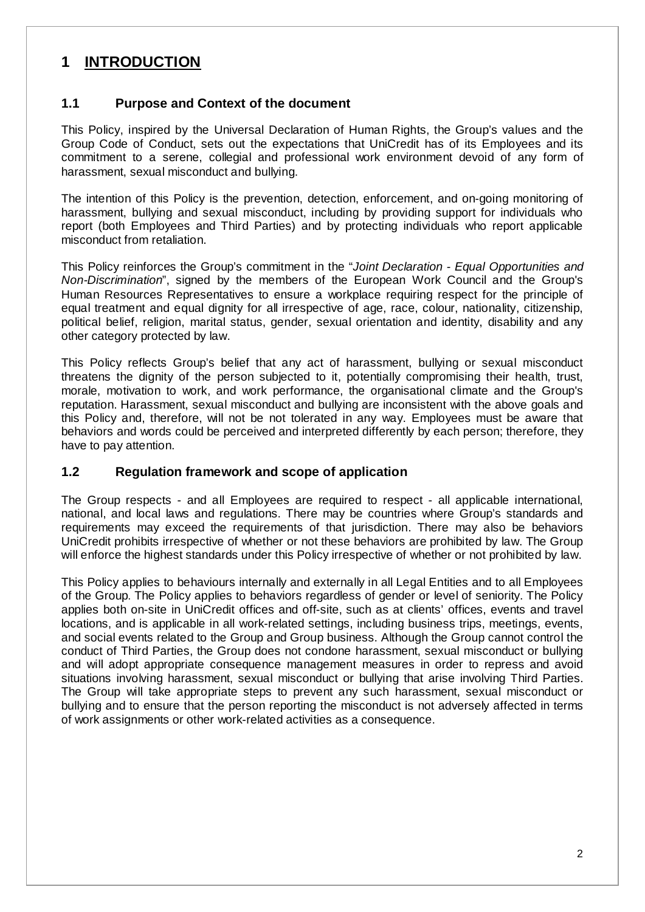# 1 INTRODUCTION

## 1.1 Purpose and Context of the document

This Policy, inspired by the Universal Declaration of Human Rights, the Group's values and the Group Code of Conduct, sets out the expectations that UniCredit has of its Employees and its commitment to a serene, collegial and professional work environment devoid of any form of harassment, sexual misconduct and bullying.

The intention of this Policy is the prevention, detection, enforcement, and on-going monitoring of harassment, bullying and sexual misconduct, including by providing support for individuals who report (both Employees and Third Parties) and by protecting individuals who report applicable misconduct from retaliation.

This Policy reinforces the Group's commitment in the "*Joint Declaration - Equal Opportunities and Non-Discrimination*", signed by the members of the European Work Council and the Group's Human Resources Representatives to ensure a workplace requiring respect for the principle of equal treatment and equal dignity for all irrespective of age, race, colour, nationality, citizenship, political belief, religion, marital status, gender, sexual orientation and identity, disability and any other category protected by law.

This Policy reflects Group's belief that any act of harassment, bullying or sexual misconduct threatens the dignity of the person subjected to it, potentially compromising their health, trust, morale, motivation to work, and work performance, the organisational climate and the Group's reputation. Harassment, sexual misconduct and bullying are inconsistent with the above goals and this Policy and, therefore, will not be not tolerated in any way. Employees must be aware that behaviors and words could be perceived and interpreted differently by each person; therefore, they have to pay attention.

## 1.2 Regulation framework and scope of application

The Group respects - and all Employees are required to respect - all applicable international, national, and local laws and regulations. There may be countries where Group's standards and requirements may exceed the requirements of that jurisdiction. There may also be behaviors UniCredit prohibits irrespective of whether or not these behaviors are prohibited by law. The Group will enforce the highest standards under this Policy irrespective of whether or not prohibited by law.

This Policy applies to behaviours internally and externally in all Legal Entities and to all Employees of the Group. The Policy applies to behaviors regardless of gender or level of seniority. The Policy applies both on-site in UniCredit offices and off-site, such as at clients' offices, events and travel locations, and is applicable in all work-related settings, including business trips, meetings, events, and social events related to the Group and Group business. Although the Group cannot control the conduct of Third Parties, the Group does not condone harassment, sexual misconduct or bullying and will adopt appropriate consequence management measures in order to repress and avoid situations involving harassment, sexual misconduct or bullying that arise involving Third Parties. The Group will take appropriate steps to prevent any such harassment, sexual misconduct or bullying and to ensure that the person reporting the misconduct is not adversely affected in terms of work assignments or other work-related activities as a consequence.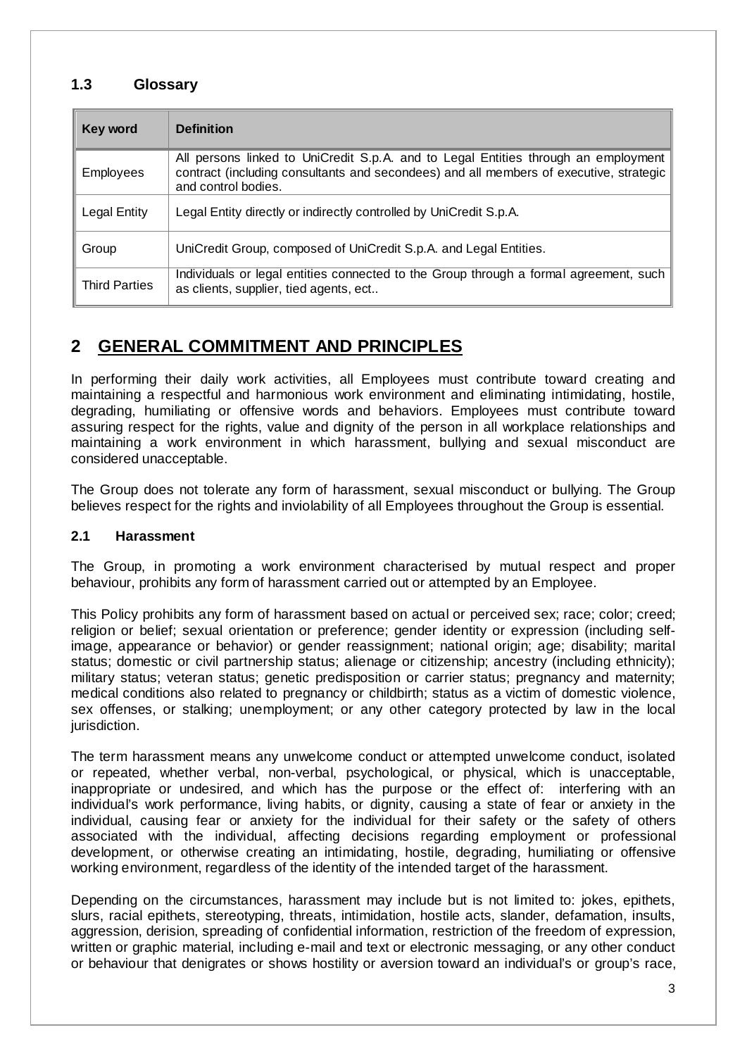### 1.3 Glossary

| Key word | Definition |
|---|---|
| Employees | All persons linked to UniCredit S.p.A. and to Legal Entities through an employment contract (including consultants and secondees) and all members of executive, strategic and control bodies. |
| Legal Entity | Legal Entity directly or indirectly controlled by UniCredit S.p.A. |
| Group | UniCredit Group, composed of UniCredit S.p.A. and Legal Entities. |
| Third Parties | Individuals or legal entities connected to the Group through a formal agreement, such as clients, supplier, tied agents, ect.. |

## 2 GENERAL COMMITMENT AND PRINCIPLES

In performing their daily work activities, all Employees must contribute toward creating and maintaining a respectful and harmonious work environment and eliminating intimidating, hostile, degrading, humiliating or offensive words and behaviors. Employees must contribute toward assuring respect for the rights, value and dignity of the person in all workplace relationships and maintaining a work environment in which harassment, bullying and sexual misconduct are considered unacceptable.

The Group does not tolerate any form of harassment, sexual misconduct or bullying. The Group believes respect for the rights and inviolability of all Employees throughout the Group is essential.

### 2.1 Harassment

The Group, in promoting a work environment characterised by mutual respect and proper behaviour, prohibits any form of harassment carried out or attempted by an Employee.

This Policy prohibits any form of harassment based on actual or perceived sex; race; color; creed; religion or belief; sexual orientation or preference; gender identity or expression (including self-image, appearance or behavior) or gender reassignment; national origin; age; disability; marital status; domestic or civil partnership status; alienage or citizenship; ancestry (including ethnicity); military status; veteran status; genetic predisposition or carrier status; pregnancy and maternity; medical conditions also related to pregnancy or childbirth; status as a victim of domestic violence, sex offenses, or stalking; unemployment; or any other category protected by law in the local jurisdiction.

The term harassment means any unwelcome conduct or attempted unwelcome conduct, isolated or repeated, whether verbal, non-verbal, psychological, or physical, which is unacceptable, inappropriate or undesired, and which has the purpose or the effect of: interfering with an individual's work performance, living habits, or dignity, causing a state of fear or anxiety in the individual, causing fear or anxiety for the individual for their safety or the safety of others associated with the individual, affecting decisions regarding employment or professional development, or otherwise creating an intimidating, hostile, degrading, humiliating or offensive working environment, regardless of the identity of the intended target of the harassment.

Depending on the circumstances, harassment may include but is not limited to: jokes, epithets, slurs, racial epithets, stereotyping, threats, intimidation, hostile acts, slander, defamation, insults, aggression, derision, spreading of confidential information, restriction of the freedom of expression, written or graphic material, including e-mail and text or electronic messaging, or any other conduct or behaviour that denigrates or shows hostility or aversion toward an individual's or group's race,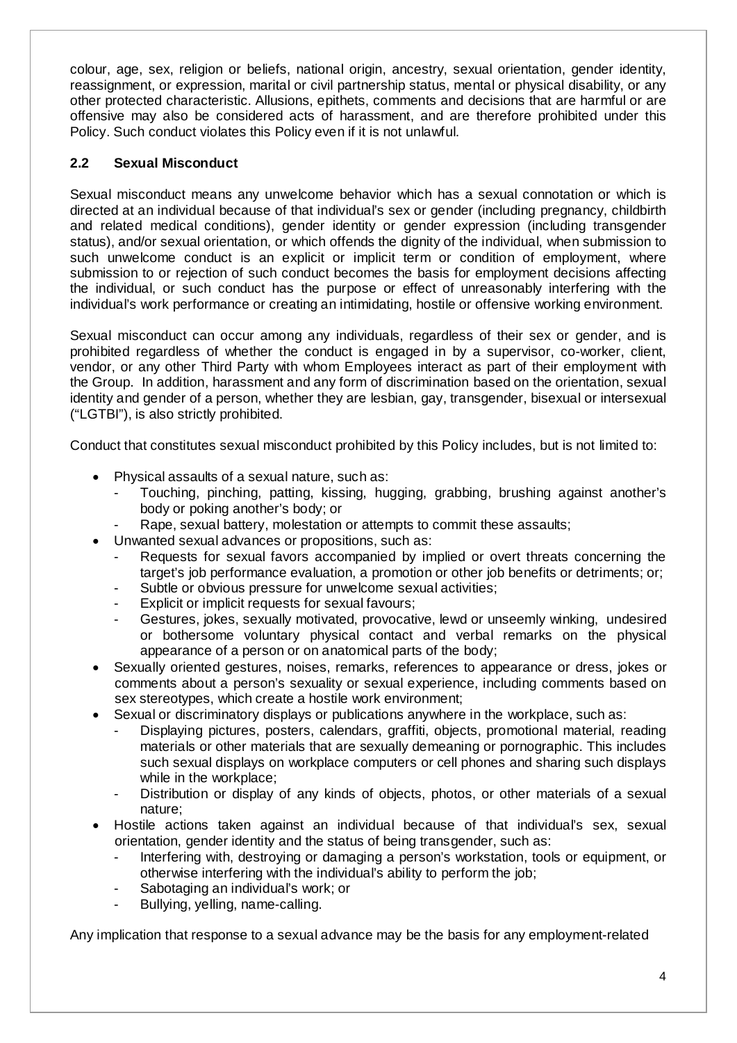colour, age, sex, religion or beliefs, national origin, ancestry, sexual orientation, gender identity, reassignment, or expression, marital or civil partnership status, mental or physical disability, or any other protected characteristic. Allusions, epithets, comments and decisions that are harmful or are offensive may also be considered acts of harassment, and are therefore prohibited under this Policy. Such conduct violates this Policy even if it is not unlawful.

### 2.2 Sexual Misconduct

Sexual misconduct means any unwelcome behavior which has a sexual connotation or which is directed at an individual because of that individual's sex or gender (including pregnancy, childbirth and related medical conditions), gender identity or gender expression (including transgender status), and/or sexual orientation, or which offends the dignity of the individual, when submission to such unwelcome conduct is an explicit or implicit term or condition of employment, where submission to or rejection of such conduct becomes the basis for employment decisions affecting the individual, or such conduct has the purpose or effect of unreasonably interfering with the individual's work performance or creating an intimidating, hostile or offensive working environment.

Sexual misconduct can occur among any individuals, regardless of their sex or gender, and is prohibited regardless of whether the conduct is engaged in by a supervisor, co-worker, client, vendor, or any other Third Party with whom Employees interact as part of their employment with the Group. In addition, harassment and any form of discrimination based on the orientation, sexual identity and gender of a person, whether they are lesbian, gay, transgender, bisexual or intersexual ("LGTBI"), is also strictly prohibited.

Conduct that constitutes sexual misconduct prohibited by this Policy includes, but is not limited to:

- Physical assaults of a sexual nature, such as:
  - Touching, pinching, patting, kissing, hugging, grabbing, brushing against another's body or poking another's body; or
  - Rape, sexual battery, molestation or attempts to commit these assaults;
- Unwanted sexual advances or propositions, such as:
  - Requests for sexual favors accompanied by implied or overt threats concerning the target's job performance evaluation, a promotion or other job benefits or detriments; or;
  - Subtle or obvious pressure for unwelcome sexual activities;
  - Explicit or implicit requests for sexual favours;
  - Gestures, jokes, sexually motivated, provocative, lewd or unseemly winking, undesired or bothersome voluntary physical contact and verbal remarks on the physical appearance of a person or on anatomical parts of the body;
- Sexually oriented gestures, noises, remarks, references to appearance or dress, jokes or comments about a person's sexuality or sexual experience, including comments based on sex stereotypes, which create a hostile work environment;
- Sexual or discriminatory displays or publications anywhere in the workplace, such as:
  - Displaying pictures, posters, calendars, graffiti, objects, promotional material, reading materials or other materials that are sexually demeaning or pornographic. This includes such sexual displays on workplace computers or cell phones and sharing such displays while in the workplace;
  - Distribution or display of any kinds of objects, photos, or other materials of a sexual nature;
- Hostile actions taken against an individual because of that individual's sex, sexual orientation, gender identity and the status of being transgender, such as:
  - Interfering with, destroying or damaging a person's workstation, tools or equipment, or otherwise interfering with the individual's ability to perform the job;
  - Sabotaging an individual's work; or
  - Bullying, yelling, name-calling.

Any implication that response to a sexual advance may be the basis for any employment-related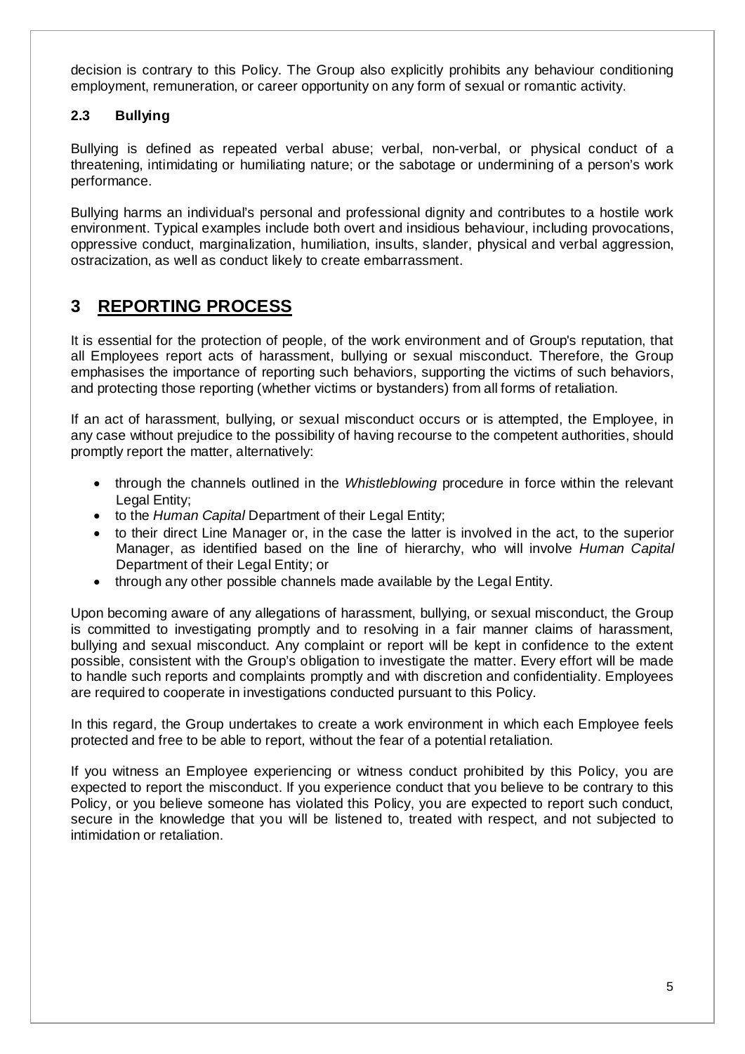decision is contrary to this Policy. The Group also explicitly prohibits any behaviour conditioning employment, remuneration, or career opportunity on any form of sexual or romantic activity.

### 2.3 Bullying

Bullying is defined as repeated verbal abuse; verbal, non-verbal, or physical conduct of a threatening, intimidating or humiliating nature; or the sabotage or undermining of a person's work performance.

Bullying harms an individual's personal and professional dignity and contributes to a hostile work environment. Typical examples include both overt and insidious behaviour, including provocations, oppressive conduct, marginalization, humiliation, insults, slander, physical and verbal aggression, ostracization, as well as conduct likely to create embarrassment.

## 3 REPORTING PROCESS

It is essential for the protection of people, of the work environment and of Group's reputation, that all Employees report acts of harassment, bullying or sexual misconduct. Therefore, the Group emphasises the importance of reporting such behaviors, supporting the victims of such behaviors, and protecting those reporting (whether victims or bystanders) from all forms of retaliation.

If an act of harassment, bullying, or sexual misconduct occurs or is attempted, the Employee, in any case without prejudice to the possibility of having recourse to the competent authorities, should promptly report the matter, alternatively:

- through the channels outlined in the *Whistleblowing* procedure in force within the relevant Legal Entity;
- to the *Human Capital* Department of their Legal Entity;
- to their direct Line Manager or, in the case the latter is involved in the act, to the superior Manager, as identified based on the line of hierarchy, who will involve *Human Capital* Department of their Legal Entity; or
- through any other possible channels made available by the Legal Entity.

Upon becoming aware of any allegations of harassment, bullying, or sexual misconduct, the Group is committed to investigating promptly and to resolving in a fair manner claims of harassment, bullying and sexual misconduct. Any complaint or report will be kept in confidence to the extent possible, consistent with the Group's obligation to investigate the matter. Every effort will be made to handle such reports and complaints promptly and with discretion and confidentiality. Employees are required to cooperate in investigations conducted pursuant to this Policy.

In this regard, the Group undertakes to create a work environment in which each Employee feels protected and free to be able to report, without the fear of a potential retaliation.

If you witness an Employee experiencing or witness conduct prohibited by this Policy, you are expected to report the misconduct. If you experience conduct that you believe to be contrary to this Policy, or you believe someone has violated this Policy, you are expected to report such conduct, secure in the knowledge that you will be listened to, treated with respect, and not subjected to intimidation or retaliation.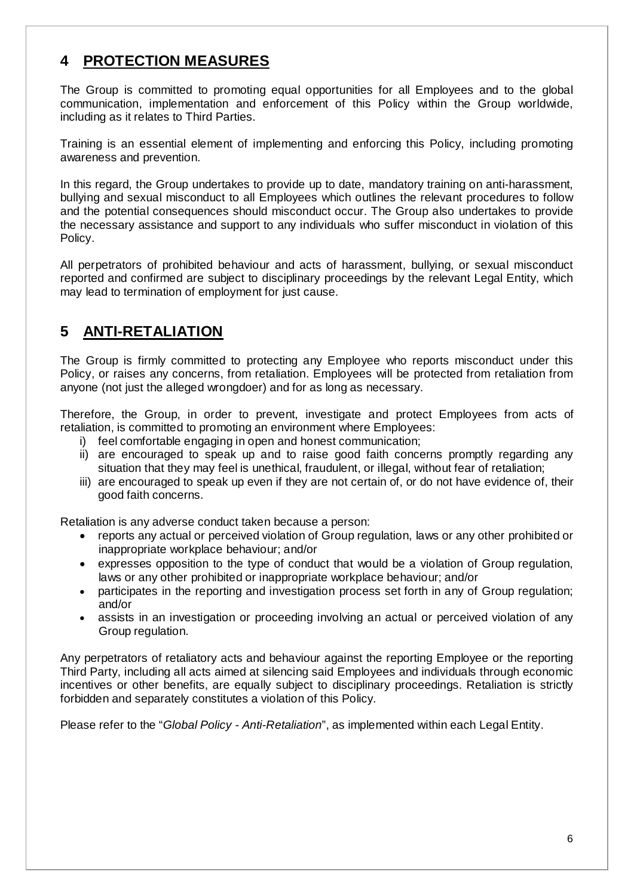## 4 PROTECTION MEASURES

The Group is committed to promoting equal opportunities for all Employees and to the global communication, implementation and enforcement of this Policy within the Group worldwide, including as it relates to Third Parties.

Training is an essential element of implementing and enforcing this Policy, including promoting awareness and prevention.

In this regard, the Group undertakes to provide up to date, mandatory training on anti-harassment, bullying and sexual misconduct to all Employees which outlines the relevant procedures to follow and the potential consequences should misconduct occur. The Group also undertakes to provide the necessary assistance and support to any individuals who suffer misconduct in violation of this Policy.

All perpetrators of prohibited behaviour and acts of harassment, bullying, or sexual misconduct reported and confirmed are subject to disciplinary proceedings by the relevant Legal Entity, which may lead to termination of employment for just cause.

## 5 ANTI-RETALIATION

The Group is firmly committed to protecting any Employee who reports misconduct under this Policy, or raises any concerns, from retaliation. Employees will be protected from retaliation from anyone (not just the alleged wrongdoer) and for as long as necessary.

Therefore, the Group, in order to prevent, investigate and protect Employees from acts of retaliation, is committed to promoting an environment where Employees:

i) feel comfortable engaging in open and honest communication;
ii) are encouraged to speak up and to raise good faith concerns promptly regarding any situation that they may feel is unethical, fraudulent, or illegal, without fear of retaliation;
iii) are encouraged to speak up even if they are not certain of, or do not have evidence of, their good faith concerns.

Retaliation is any adverse conduct taken because a person:

- reports any actual or perceived violation of Group regulation, laws or any other prohibited or inappropriate workplace behaviour; and/or
- expresses opposition to the type of conduct that would be a violation of Group regulation, laws or any other prohibited or inappropriate workplace behaviour; and/or
- participates in the reporting and investigation process set forth in any of Group regulation; and/or
- assists in an investigation or proceeding involving an actual or perceived violation of any Group regulation.

Any perpetrators of retaliatory acts and behaviour against the reporting Employee or the reporting Third Party, including all acts aimed at silencing said Employees and individuals through economic incentives or other benefits, are equally subject to disciplinary proceedings. Retaliation is strictly forbidden and separately constitutes a violation of this Policy.

Please refer to the "*Global Policy - Anti-Retaliation*", as implemented within each Legal Entity.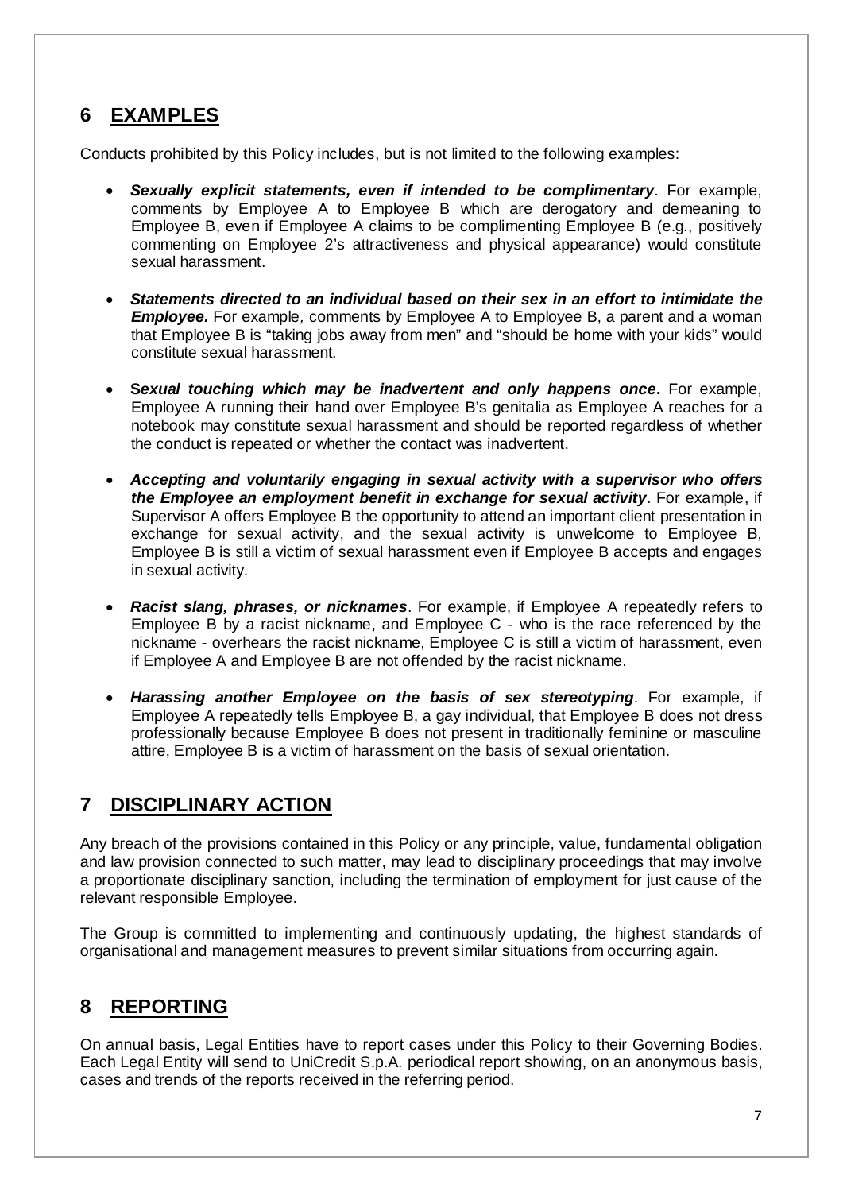## 6 EXAMPLES

Conducts prohibited by this Policy includes, but is not limited to the following examples:

- ***Sexually explicit statements, even if intended to be complimentary***. For example, comments by Employee A to Employee B which are derogatory and demeaning to Employee B, even if Employee A claims to be complimenting Employee B (e.g., positively commenting on Employee 2's attractiveness and physical appearance) would constitute sexual harassment.

- ***Statements directed to an individual based on their sex in an effort to intimidate the Employee.*** For example, comments by Employee A to Employee B, a parent and a woman that Employee B is "taking jobs away from men" and "should be home with your kids" would constitute sexual harassment.

- ***Sexual touching which may be inadvertent and only happens once***. For example, Employee A running their hand over Employee B's genitalia as Employee A reaches for a notebook may constitute sexual harassment and should be reported regardless of whether the conduct is repeated or whether the contact was inadvertent.

- ***Accepting and voluntarily engaging in sexual activity with a supervisor who offers the Employee an employment benefit in exchange for sexual activity***. For example, if Supervisor A offers Employee B the opportunity to attend an important client presentation in exchange for sexual activity, and the sexual activity is unwelcome to Employee B, Employee B is still a victim of sexual harassment even if Employee B accepts and engages in sexual activity.

- ***Racist slang, phrases, or nicknames***. For example, if Employee A repeatedly refers to Employee B by a racist nickname, and Employee C - who is the race referenced by the nickname - overhears the racist nickname, Employee C is still a victim of harassment, even if Employee A and Employee B are not offended by the racist nickname.

- ***Harassing another Employee on the basis of sex stereotyping***. For example, if Employee A repeatedly tells Employee B, a gay individual, that Employee B does not dress professionally because Employee B does not present in traditionally feminine or masculine attire, Employee B is a victim of harassment on the basis of sexual orientation.

## 7 DISCIPLINARY ACTION

Any breach of the provisions contained in this Policy or any principle, value, fundamental obligation and law provision connected to such matter, may lead to disciplinary proceedings that may involve a proportionate disciplinary sanction, including the termination of employment for just cause of the relevant responsible Employee.

The Group is committed to implementing and continuously updating, the highest standards of organisational and management measures to prevent similar situations from occurring again.

## 8 REPORTING

On annual basis, Legal Entities have to report cases under this Policy to their Governing Bodies. Each Legal Entity will send to UniCredit S.p.A. periodical report showing, on an anonymous basis, cases and trends of the reports received in the referring period.